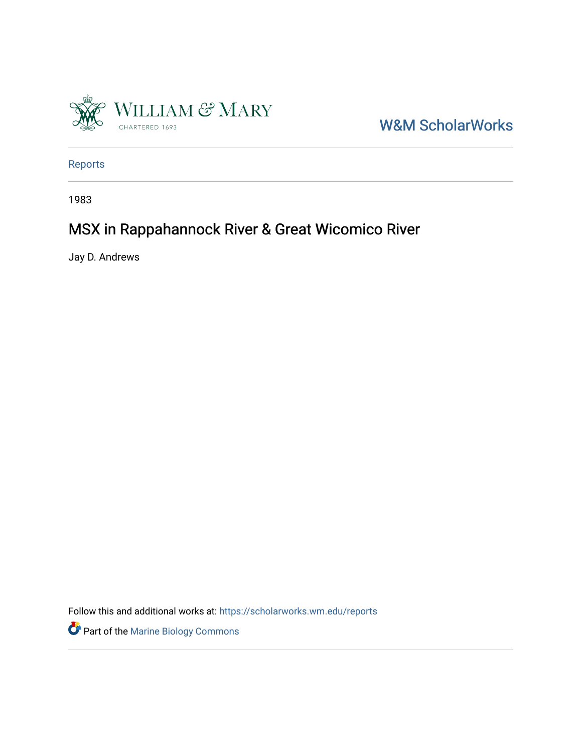W&M ScholarWorks

Reports

1983

# MSX in Rappahannock River & Great Wicomico River

Jay D. Andrews

Follow this and additional works at: https://scholarworks.wm.edu/reports

Part of the Marine Biology Commons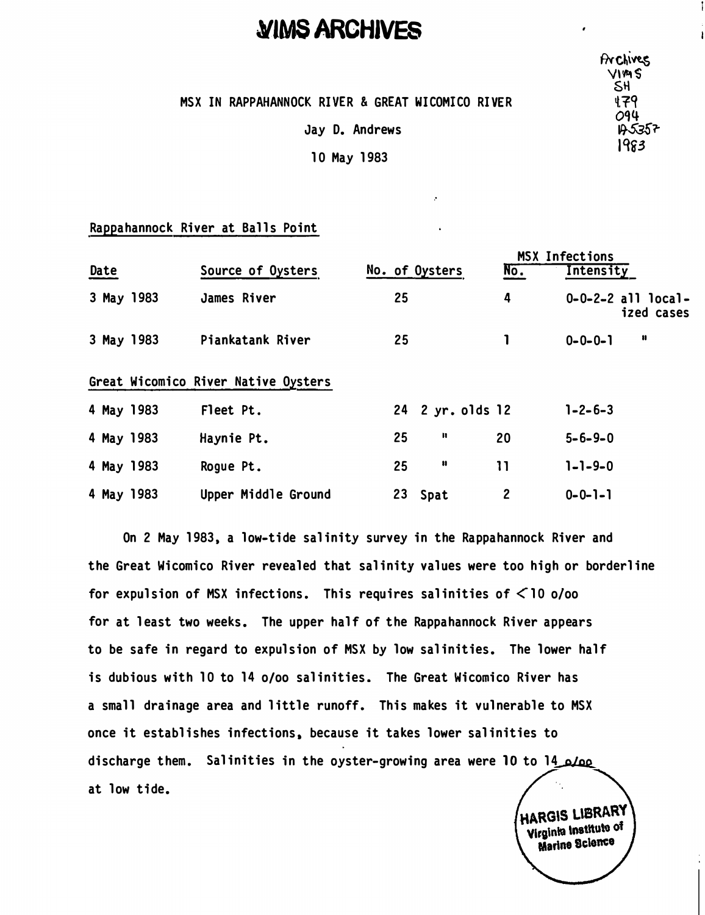# VIMS ARCHIVES

Archives VIMS SH 479 O94 A5357 1983

MSX IN RAPPAHANNOCK RIVER & GREAT WICOMICO RIVER

Jay D. Andrews

10 May 1983

Rappahannock River at Balls Point

| Date | Source of Oysters | No. of Oysters | | MSX Infections No. | MSX Infections Intensity |
|---|---|---|---|---|---|
| 3 May 1983 | James River | 25 | | 4 | 0-0-2-2 all localized cases |
| 3 May 1983 | Piankatank River | 25 | | 1 | 0-0-0-1 " |
| **Great Wicomico River Native Oysters** | | | | | |
| 4 May 1983 | Fleet Pt. | 24 | 2 yr. olds | 12 | 1-2-6-3 |
| 4 May 1983 | Haynie Pt. | 25 | " | 20 | 5-6-9-0 |
| 4 May 1983 | Rogue Pt. | 25 | " | 11 | 1-1-9-0 |
| 4 May 1983 | Upper Middle Ground | 23 | Spat | 2 | 0-0-1-1 |

On 2 May 1983, a low-tide salinity survey in the Rappahannock River and the Great Wicomico River revealed that salinity values were too high or borderline for expulsion of MSX infections. This requires salinities of <10 o/oo for at least two weeks. The upper half of the Rappahannock River appears to be safe in regard to expulsion of MSX by low salinities. The lower half is dubious with 10 to 14 o/oo salinities. The Great Wicomico River has a small drainage area and little runoff. This makes it vulnerable to MSX once it establishes infections, because it takes lower salinities to discharge them. Salinities in the oyster-growing area were 10 to 14 o/oo at low tide.

HARGIS LIBRARY Virginia Institute of Marine Science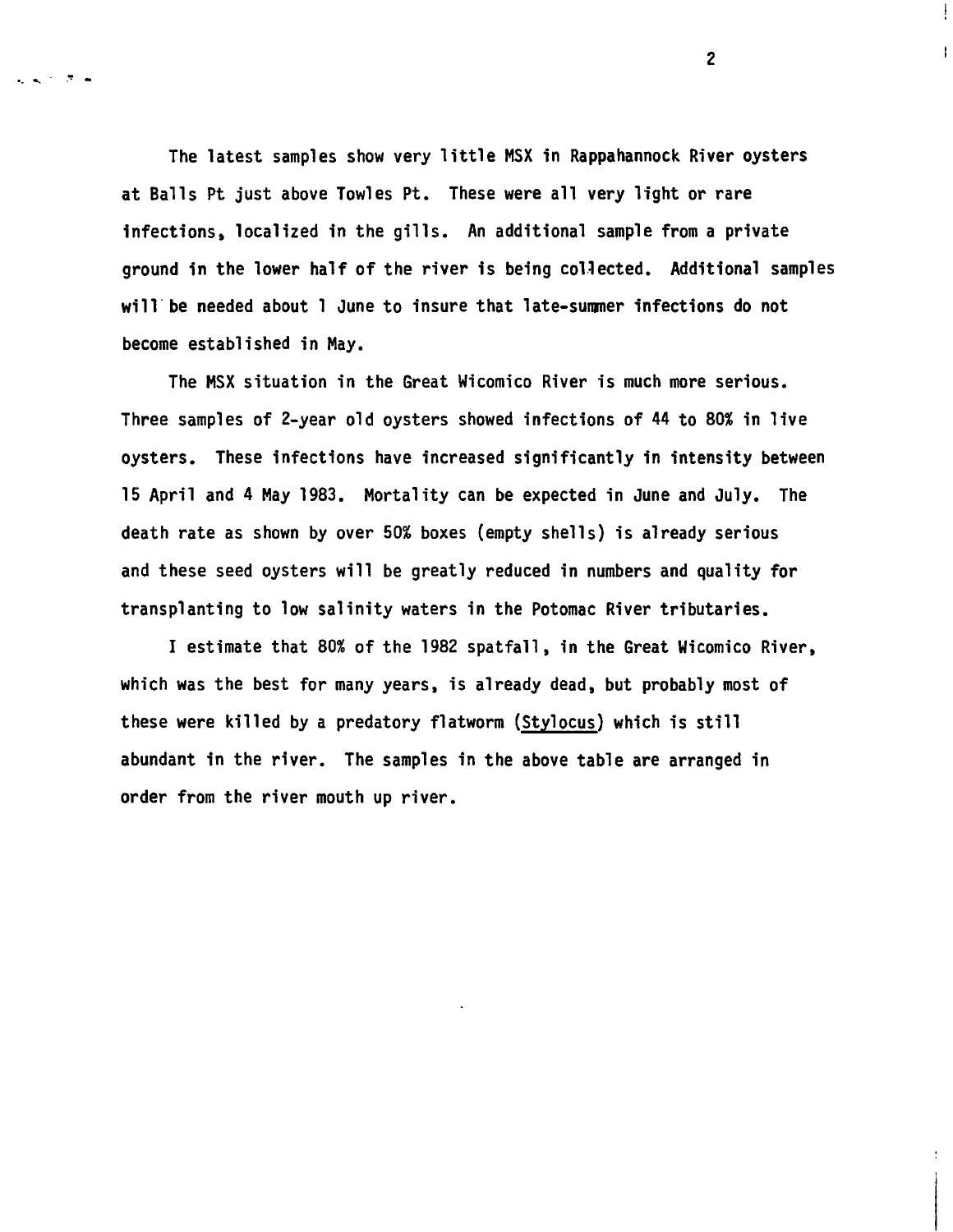The latest samples show very little MSX in Rappahannock River oysters at Balls Pt just above Towles Pt. These were all very light or rare infections, localized in the gills. An additional sample from a private ground in the lower half of the river is being collected. Additional samples will be needed about 1 June to insure that late-summer infections do not become established in May.

The MSX situation in the Great Wicomico River is much more serious. Three samples of 2-year old oysters showed infections of 44 to 80% in live oysters. These infections have increased significantly in intensity between 15 April and 4 May 1983. Mortality can be expected in June and July. The death rate as shown by over 50% boxes (empty shells) is already serious and these seed oysters will be greatly reduced in numbers and quality for transplanting to low salinity waters in the Potomac River tributaries.

I estimate that 80% of the 1982 spatfall, in the Great Wicomico River, which was the best for many years, is already dead, but probably most of these were killed by a predatory flatworm (<u>Stylocus</u>) which is still abundant in the river. The samples in the above table are arranged in order from the river mouth up river.